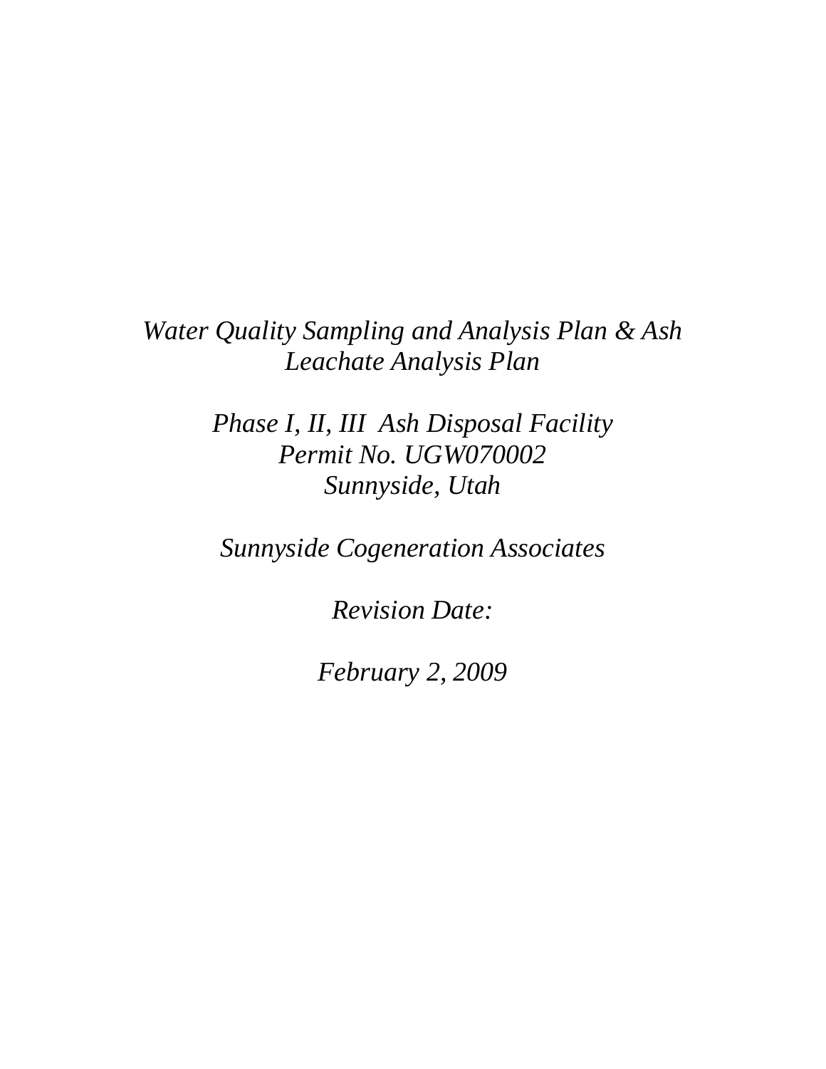*Water Quality Sampling and Analysis Plan & Ash Leachate Analysis Plan*

*Phase I, II, III Ash Disposal Facility*
*Permit No. UGW070002*
*Sunnyside, Utah*

*Sunnyside Cogeneration Associates*

*Revision Date:*

*February 2, 2009*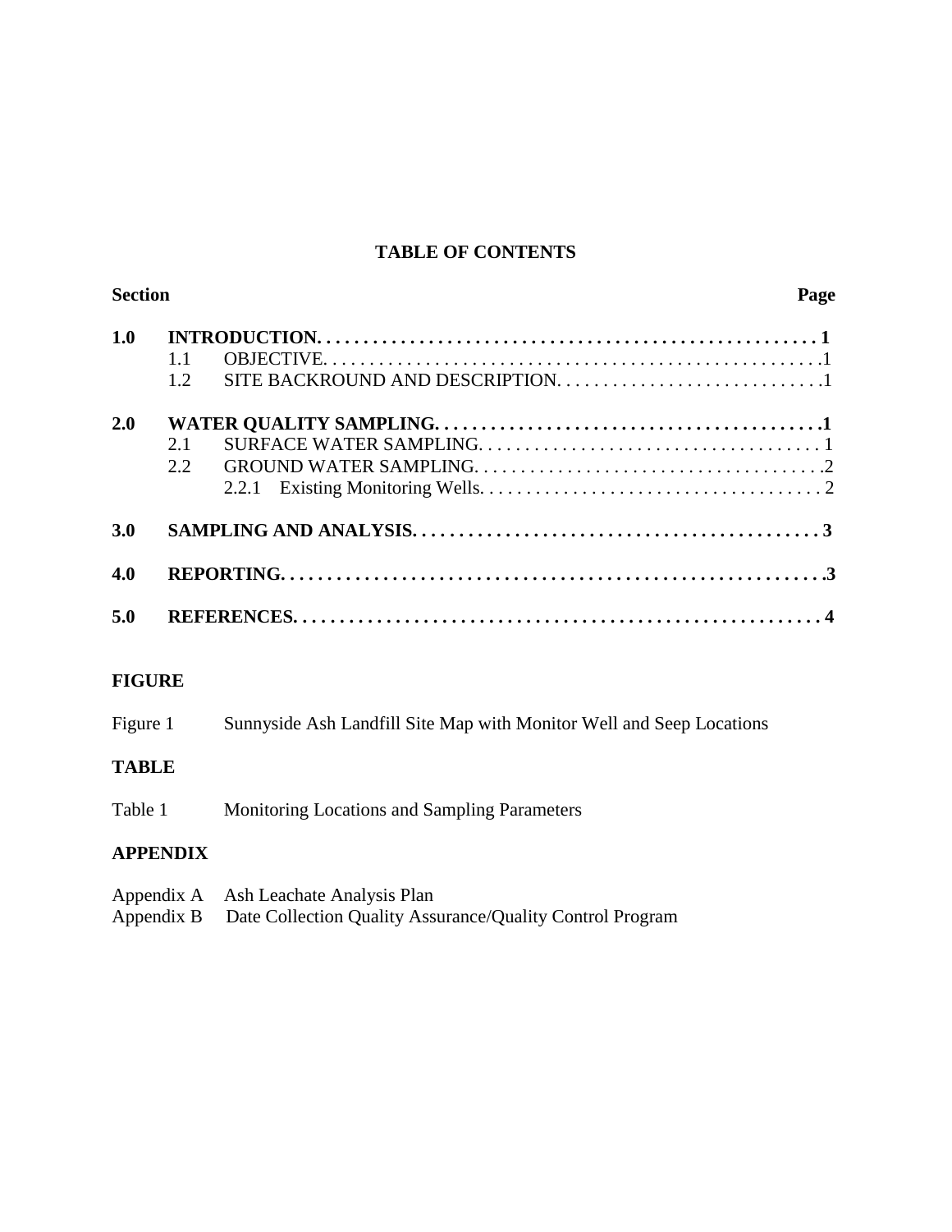# TABLE OF CONTENTS

| Section | | Page |
|---|---|---|
| **1.0** | **INTRODUCTION** | **1** |
| | 1.1 OBJECTIVE | 1 |
| | 1.2 SITE BACKROUND AND DESCRIPTION | 1 |
| **2.0** | **WATER QUALITY SAMPLING** | **1** |
| | 2.1 SURFACE WATER SAMPLING | 1 |
| | 2.2 GROUND WATER SAMPLING | 2 |
| | 2.2.1 Existing Monitoring Wells | 2 |
| **3.0** | **SAMPLING AND ANALYSIS** | **3** |
| **4.0** | **REPORTING** | **3** |
| **5.0** | **REFERENCES** | **4** |

**FIGURE**

Figure 1 Sunnyside Ash Landfill Site Map with Monitor Well and Seep Locations

**TABLE**

Table 1 Monitoring Locations and Sampling Parameters

**APPENDIX**

Appendix A Ash Leachate Analysis Plan
Appendix B Date Collection Quality Assurance/Quality Control Program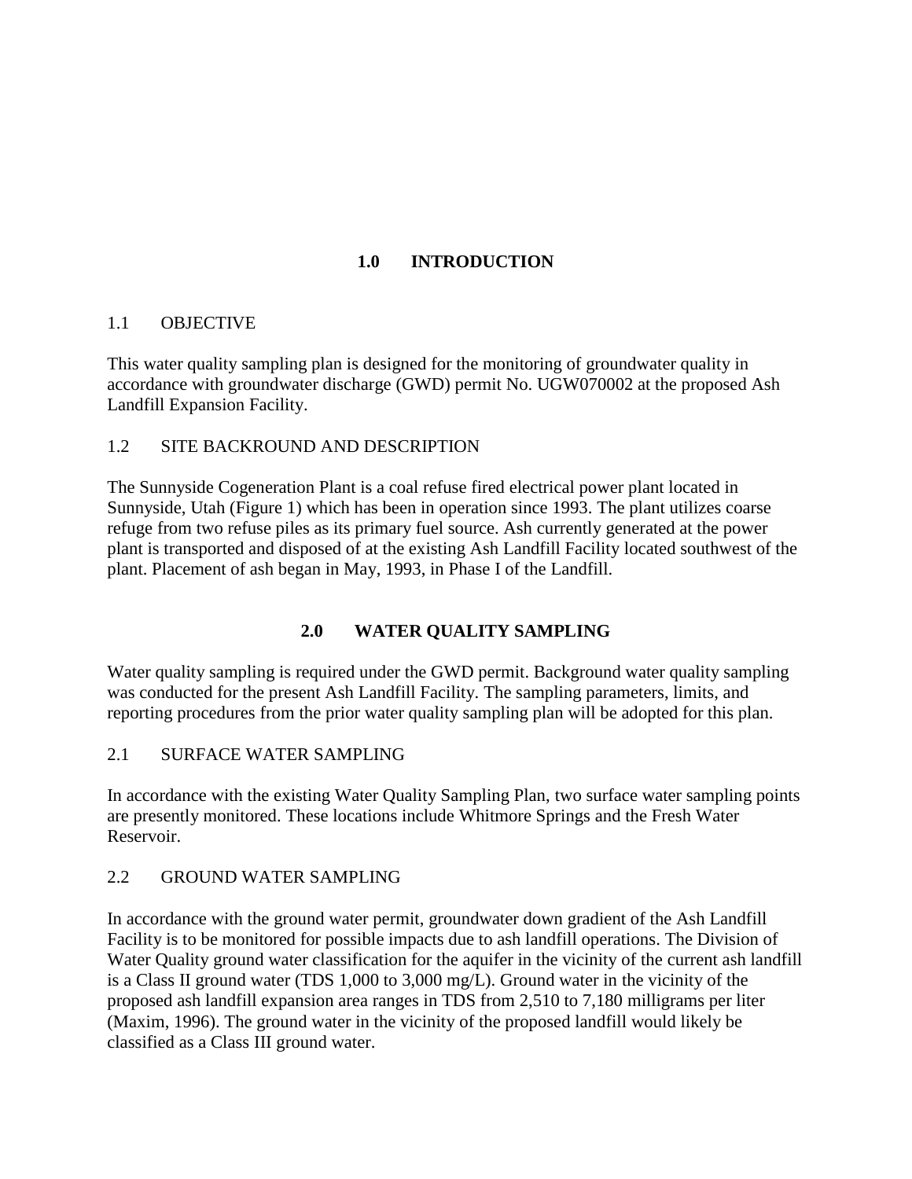# 1.0 INTRODUCTION

## 1.1 OBJECTIVE

This water quality sampling plan is designed for the monitoring of groundwater quality in accordance with groundwater discharge (GWD) permit No. UGW070002 at the proposed Ash Landfill Expansion Facility.

## 1.2 SITE BACKROUND AND DESCRIPTION

The Sunnyside Cogeneration Plant is a coal refuse fired electrical power plant located in Sunnyside, Utah (Figure 1) which has been in operation since 1993. The plant utilizes coarse refuge from two refuse piles as its primary fuel source. Ash currently generated at the power plant is transported and disposed of at the existing Ash Landfill Facility located southwest of the plant. Placement of ash began in May, 1993, in Phase I of the Landfill.

# 2.0 WATER QUALITY SAMPLING

Water quality sampling is required under the GWD permit. Background water quality sampling was conducted for the present Ash Landfill Facility. The sampling parameters, limits, and reporting procedures from the prior water quality sampling plan will be adopted for this plan.

## 2.1 SURFACE WATER SAMPLING

In accordance with the existing Water Quality Sampling Plan, two surface water sampling points are presently monitored. These locations include Whitmore Springs and the Fresh Water Reservoir.

## 2.2 GROUND WATER SAMPLING

In accordance with the ground water permit, groundwater down gradient of the Ash Landfill Facility is to be monitored for possible impacts due to ash landfill operations. The Division of Water Quality ground water classification for the aquifer in the vicinity of the current ash landfill is a Class II ground water (TDS 1,000 to 3,000 mg/L). Ground water in the vicinity of the proposed ash landfill expansion area ranges in TDS from 2,510 to 7,180 milligrams per liter (Maxim, 1996). The ground water in the vicinity of the proposed landfill would likely be classified as a Class III ground water.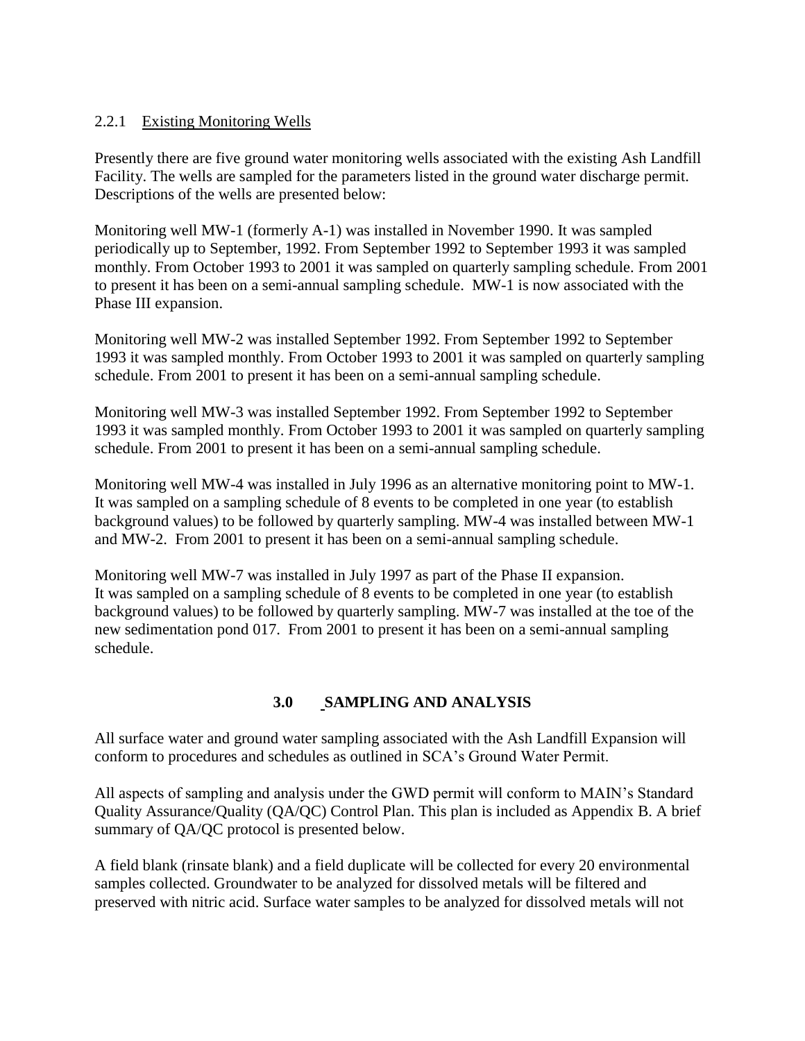### 2.2.1 Existing Monitoring Wells

Presently there are five ground water monitoring wells associated with the existing Ash Landfill Facility. The wells are sampled for the parameters listed in the ground water discharge permit. Descriptions of the wells are presented below:

Monitoring well MW-1 (formerly A-1) was installed in November 1990. It was sampled periodically up to September, 1992. From September 1992 to September 1993 it was sampled monthly. From October 1993 to 2001 it was sampled on quarterly sampling schedule. From 2001 to present it has been on a semi-annual sampling schedule. MW-1 is now associated with the Phase III expansion.

Monitoring well MW-2 was installed September 1992. From September 1992 to September 1993 it was sampled monthly. From October 1993 to 2001 it was sampled on quarterly sampling schedule. From 2001 to present it has been on a semi-annual sampling schedule.

Monitoring well MW-3 was installed September 1992. From September 1992 to September 1993 it was sampled monthly. From October 1993 to 2001 it was sampled on quarterly sampling schedule. From 2001 to present it has been on a semi-annual sampling schedule.

Monitoring well MW-4 was installed in July 1996 as an alternative monitoring point to MW-1. It was sampled on a sampling schedule of 8 events to be completed in one year (to establish background values) to be followed by quarterly sampling. MW-4 was installed between MW-1 and MW-2. From 2001 to present it has been on a semi-annual sampling schedule.

Monitoring well MW-7 was installed in July 1997 as part of the Phase II expansion. It was sampled on a sampling schedule of 8 events to be completed in one year (to establish background values) to be followed by quarterly sampling. MW-7 was installed at the toe of the new sedimentation pond 017. From 2001 to present it has been on a semi-annual sampling schedule.

## 3.0 SAMPLING AND ANALYSIS

All surface water and ground water sampling associated with the Ash Landfill Expansion will conform to procedures and schedules as outlined in SCA's Ground Water Permit.

All aspects of sampling and analysis under the GWD permit will conform to MAIN's Standard Quality Assurance/Quality (QA/QC) Control Plan. This plan is included as Appendix B. A brief summary of QA/QC protocol is presented below.

A field blank (rinsate blank) and a field duplicate will be collected for every 20 environmental samples collected. Groundwater to be analyzed for dissolved metals will be filtered and preserved with nitric acid. Surface water samples to be analyzed for dissolved metals will not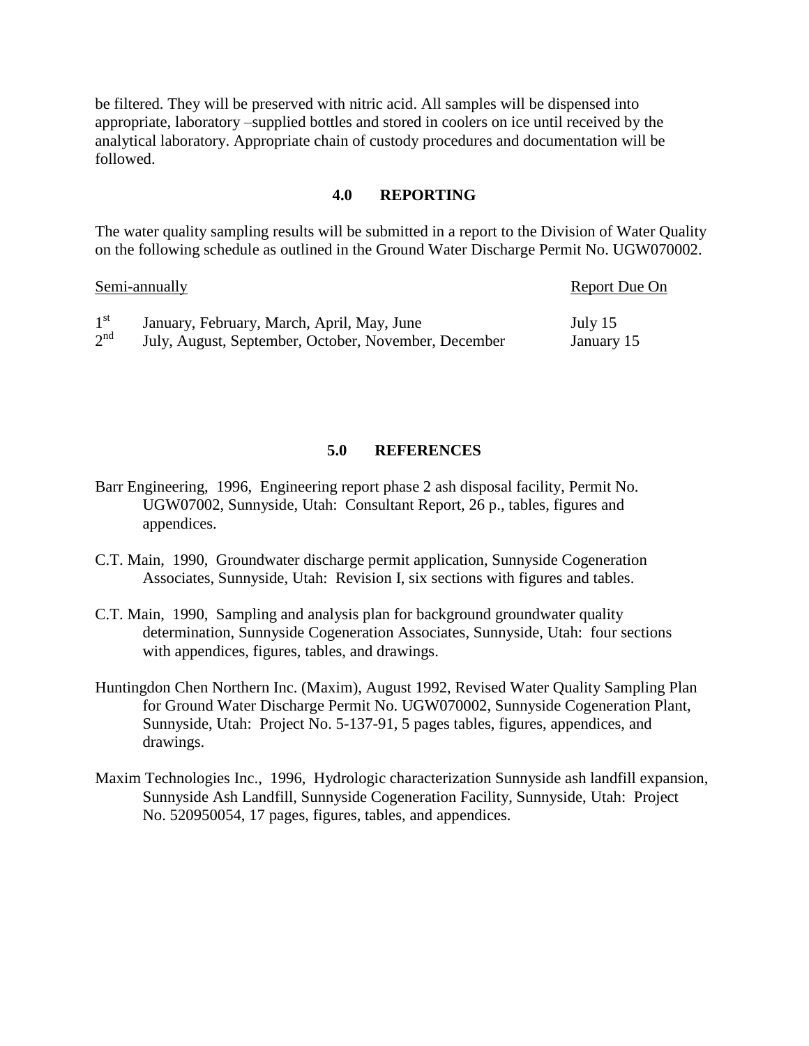be filtered. They will be preserved with nitric acid. All samples will be dispensed into appropriate, laboratory –supplied bottles and stored in coolers on ice until received by the analytical laboratory. Appropriate chain of custody procedures and documentation will be followed.

## 4.0 REPORTING

The water quality sampling results will be submitted in a report to the Division of Water Quality on the following schedule as outlined in the Ground Water Discharge Permit No. UGW070002.

| Semi-annually | | Report Due On |
|---|---|---|
| 1st | January, February, March, April, May, June | July 15 |
| 2nd | July, August, September, October, November, December | January 15 |

## 5.0 REFERENCES

Barr Engineering, 1996, Engineering report phase 2 ash disposal facility, Permit No. UGW07002, Sunnyside, Utah: Consultant Report, 26 p., tables, figures and appendices.

C.T. Main, 1990, Groundwater discharge permit application, Sunnyside Cogeneration Associates, Sunnyside, Utah: Revision I, six sections with figures and tables.

C.T. Main, 1990, Sampling and analysis plan for background groundwater quality determination, Sunnyside Cogeneration Associates, Sunnyside, Utah: four sections with appendices, figures, tables, and drawings.

Huntingdon Chen Northern Inc. (Maxim), August 1992, Revised Water Quality Sampling Plan for Ground Water Discharge Permit No. UGW070002, Sunnyside Cogeneration Plant, Sunnyside, Utah: Project No. 5-137-91, 5 pages tables, figures, appendices, and drawings.

Maxim Technologies Inc., 1996, Hydrologic characterization Sunnyside ash landfill expansion, Sunnyside Ash Landfill, Sunnyside Cogeneration Facility, Sunnyside, Utah: Project No. 520950054, 17 pages, figures, tables, and appendices.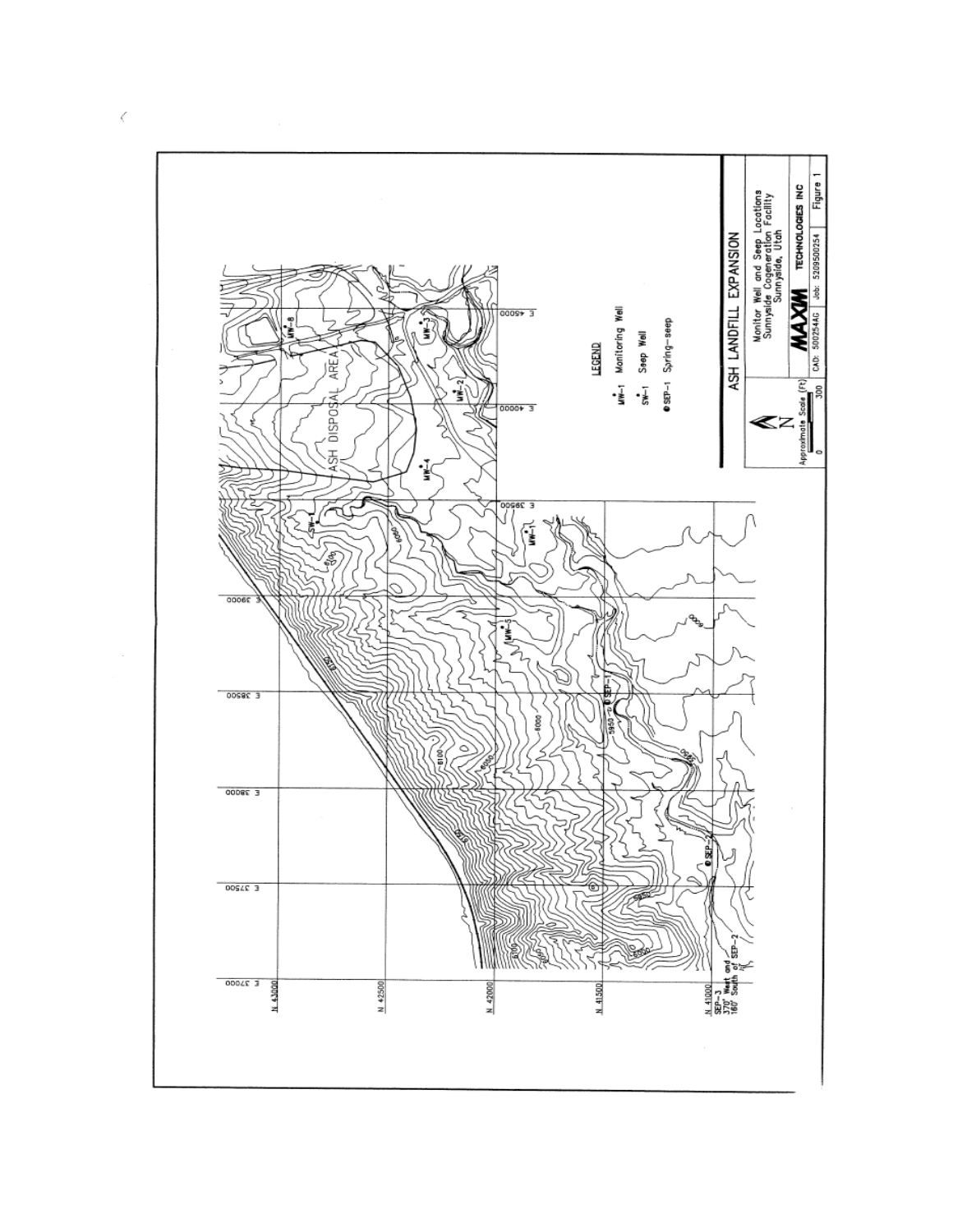ASH LANDFILL EXPANSION

LEGEND

MW-1 Monitoring Well

SW-1 Seep Well

SEP-1 Spring-seep

Approximate Scale (Ft) 0 300

Monitor Well and Seep Locations
Sunnyside Cogeneration Facility
Sunnyside, Utah

MAXIM TECHNOLOGIES INC

CAD: 500254AG | Job: 5209500254 | Figure 1

ASH DISPOSAL AREA

MW-8
MW-3
MW-2
MW-4
SW-1
MW-1
MW-5
SEP-1
SEP-2

SEP-3 370' West and 160' South of SEP-2

E 37000
E 37500
E 38000
E 38500
E 39000
E 39500
E 40000
E 45000

N 43000
N 42500
N 42000
N 41500
N 41000

6100
6050
6000
5950
6150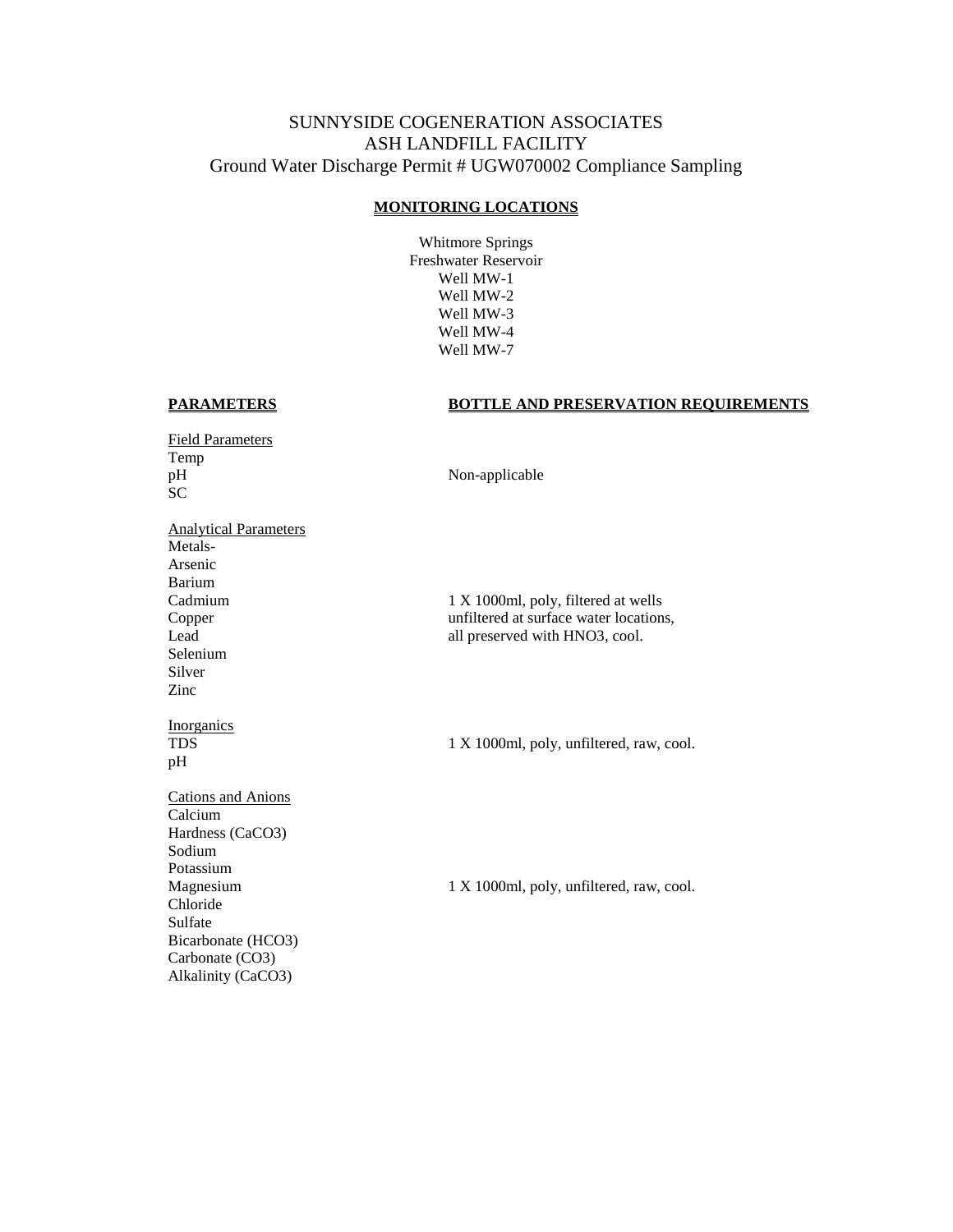# SUNNYSIDE COGENERATION ASSOCIATES
# ASH LANDFILL FACILITY
## Ground Water Discharge Permit # UGW070002 Compliance Sampling

**MONITORING LOCATIONS**

Whitmore Springs
Freshwater Reservoir
Well MW-1
Well MW-2
Well MW-3
Well MW-4
Well MW-7

| **PARAMETERS** | **BOTTLE AND PRESERVATION REQUIREMENTS** |
|---|---|
| Field Parameters<br>Temp<br>pH<br>SC | Non-applicable |
| Analytical Parameters<br>Metals-<br>Arsenic<br>Barium<br>Cadmium<br>Copper<br>Lead<br>Selenium<br>Silver<br>Zinc | 1 X 1000ml, poly, filtered at wells unfiltered at surface water locations, all preserved with $HNO_3$, cool. |
| Inorganics<br>TDS<br>pH | 1 X 1000ml, poly, unfiltered, raw, cool. |
| Cations and Anions<br>Calcium<br>Hardness ($CaCO_3$)<br>Sodium<br>Potassium<br>Magnesium<br>Chloride<br>Sulfate<br>Bicarbonate ($HCO_3$)<br>Carbonate ($CO_3$)<br>Alkalinity ($CaCO_3$) | 1 X 1000ml, poly, unfiltered, raw, cool. |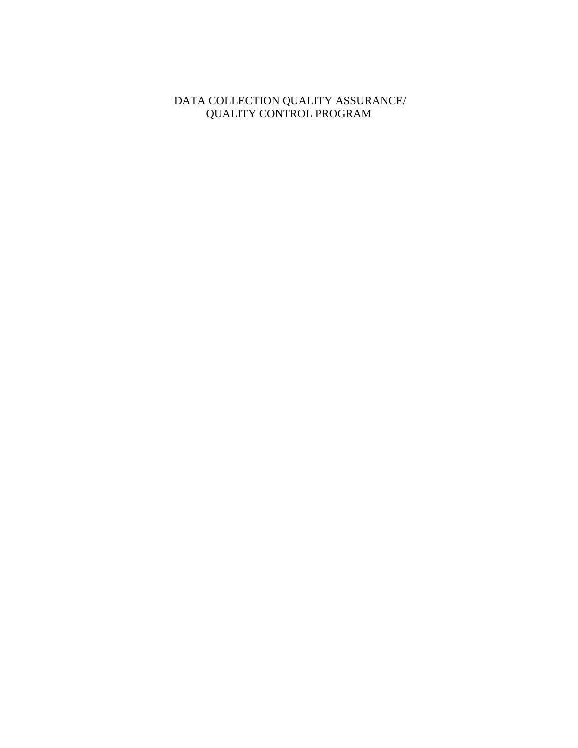# DATA COLLECTION QUALITY ASSURANCE/ QUALITY CONTROL PROGRAM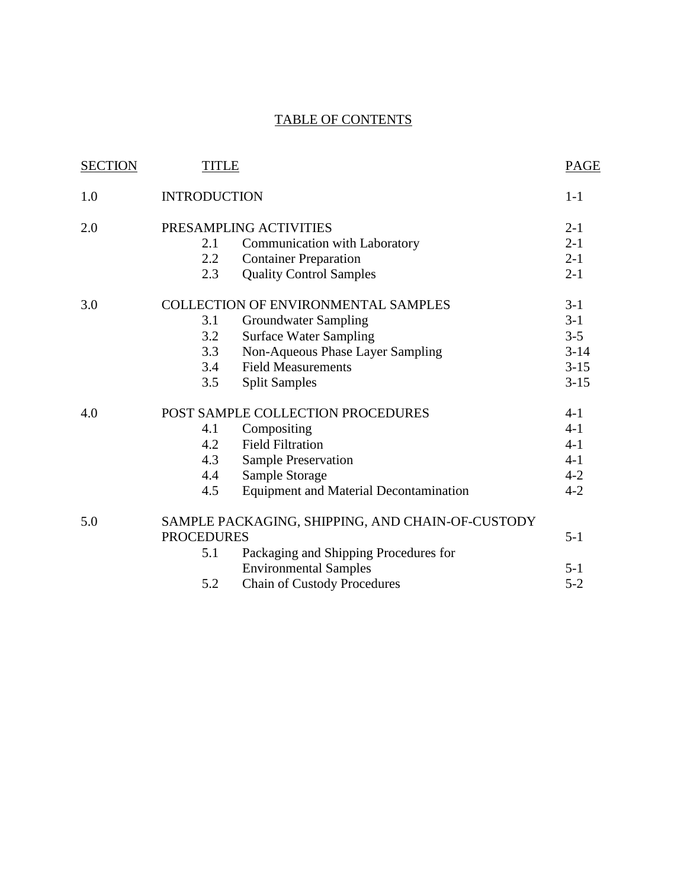# TABLE OF CONTENTS

| SECTION | TITLE | PAGE |
|---|---|---|
| 1.0 | INTRODUCTION | 1-1 |
| 2.0 | PRESAMPLING ACTIVITIES | 2-1 |
| | 2.1 Communication with Laboratory | 2-1 |
| | 2.2 Container Preparation | 2-1 |
| | 2.3 Quality Control Samples | 2-1 |
| 3.0 | COLLECTION OF ENVIRONMENTAL SAMPLES | 3-1 |
| | 3.1 Groundwater Sampling | 3-1 |
| | 3.2 Surface Water Sampling | 3-5 |
| | 3.3 Non-Aqueous Phase Layer Sampling | 3-14 |
| | 3.4 Field Measurements | 3-15 |
| | 3.5 Split Samples | 3-15 |
| 4.0 | POST SAMPLE COLLECTION PROCEDURES | 4-1 |
| | 4.1 Compositing | 4-1 |
| | 4.2 Field Filtration | 4-1 |
| | 4.3 Sample Preservation | 4-1 |
| | 4.4 Sample Storage | 4-2 |
| | 4.5 Equipment and Material Decontamination | 4-2 |
| 5.0 | SAMPLE PACKAGING, SHIPPING, AND CHAIN-OF-CUSTODY PROCEDURES | 5-1 |
| | 5.1 Packaging and Shipping Procedures for Environmental Samples | 5-1 |
| | 5.2 Chain of Custody Procedures | 5-2 |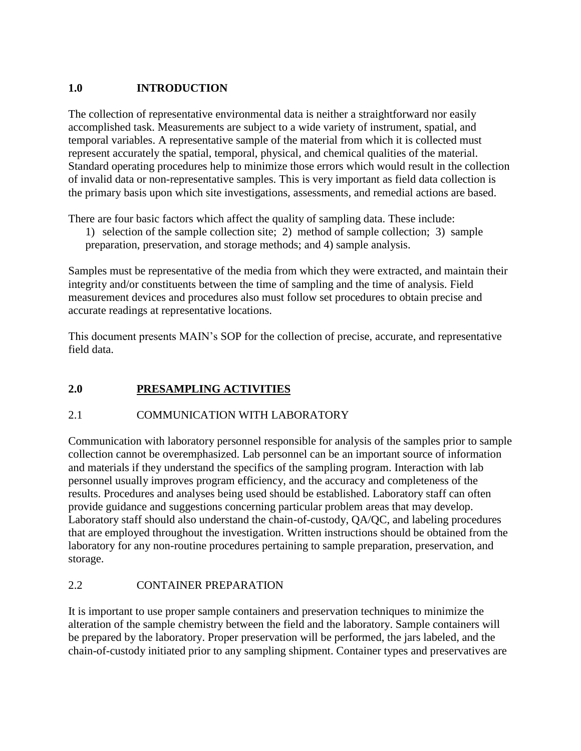## 1.0 INTRODUCTION

The collection of representative environmental data is neither a straightforward nor easily accomplished task. Measurements are subject to a wide variety of instrument, spatial, and temporal variables. A representative sample of the material from which it is collected must represent accurately the spatial, temporal, physical, and chemical qualities of the material. Standard operating procedures help to minimize those errors which would result in the collection of invalid data or non-representative samples. This is very important as field data collection is the primary basis upon which site investigations, assessments, and remedial actions are based.

There are four basic factors which affect the quality of sampling data. These include:

1) selection of the sample collection site; 2) method of sample collection; 3) sample preparation, preservation, and storage methods; and 4) sample analysis.

Samples must be representative of the media from which they were extracted, and maintain their integrity and/or constituents between the time of sampling and the time of analysis. Field measurement devices and procedures also must follow set procedures to obtain precise and accurate readings at representative locations.

This document presents MAIN's SOP for the collection of precise, accurate, and representative field data.

## 2.0 PRESAMPLING ACTIVITIES

### 2.1 COMMUNICATION WITH LABORATORY

Communication with laboratory personnel responsible for analysis of the samples prior to sample collection cannot be overemphasized. Lab personnel can be an important source of information and materials if they understand the specifics of the sampling program. Interaction with lab personnel usually improves program efficiency, and the accuracy and completeness of the results. Procedures and analyses being used should be established. Laboratory staff can often provide guidance and suggestions concerning particular problem areas that may develop. Laboratory staff should also understand the chain-of-custody, QA/QC, and labeling procedures that are employed throughout the investigation. Written instructions should be obtained from the laboratory for any non-routine procedures pertaining to sample preparation, preservation, and storage.

### 2.2 CONTAINER PREPARATION

It is important to use proper sample containers and preservation techniques to minimize the alteration of the sample chemistry between the field and the laboratory. Sample containers will be prepared by the laboratory. Proper preservation will be performed, the jars labeled, and the chain-of-custody initiated prior to any sampling shipment. Container types and preservatives are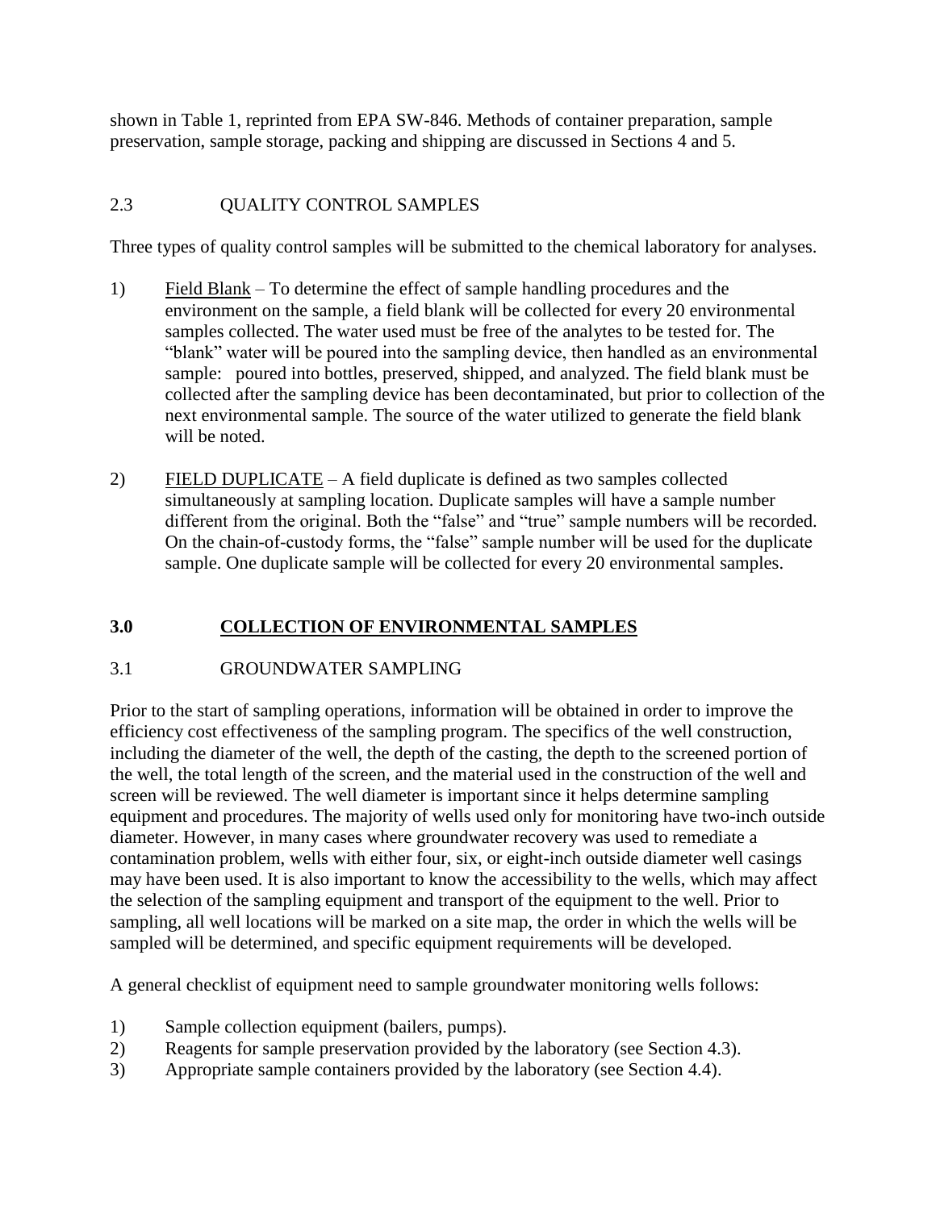shown in Table 1, reprinted from EPA SW-846. Methods of container preparation, sample preservation, sample storage, packing and shipping are discussed in Sections 4 and 5.

### 2.3 QUALITY CONTROL SAMPLES

Three types of quality control samples will be submitted to the chemical laboratory for analyses.

1) Field Blank – To determine the effect of sample handling procedures and the environment on the sample, a field blank will be collected for every 20 environmental samples collected. The water used must be free of the analytes to be tested for. The "blank" water will be poured into the sampling device, then handled as an environmental sample: poured into bottles, preserved, shipped, and analyzed. The field blank must be collected after the sampling device has been decontaminated, but prior to collection of the next environmental sample. The source of the water utilized to generate the field blank will be noted.

2) FIELD DUPLICATE – A field duplicate is defined as two samples collected simultaneously at sampling location. Duplicate samples will have a sample number different from the original. Both the "false" and "true" sample numbers will be recorded. On the chain-of-custody forms, the "false" sample number will be used for the duplicate sample. One duplicate sample will be collected for every 20 environmental samples.

## 3.0 COLLECTION OF ENVIRONMENTAL SAMPLES

### 3.1 GROUNDWATER SAMPLING

Prior to the start of sampling operations, information will be obtained in order to improve the efficiency cost effectiveness of the sampling program. The specifics of the well construction, including the diameter of the well, the depth of the casting, the depth to the screened portion of the well, the total length of the screen, and the material used in the construction of the well and screen will be reviewed. The well diameter is important since it helps determine sampling equipment and procedures. The majority of wells used only for monitoring have two-inch outside diameter. However, in many cases where groundwater recovery was used to remediate a contamination problem, wells with either four, six, or eight-inch outside diameter well casings may have been used. It is also important to know the accessibility to the wells, which may affect the selection of the sampling equipment and transport of the equipment to the well. Prior to sampling, all well locations will be marked on a site map, the order in which the wells will be sampled will be determined, and specific equipment requirements will be developed.

A general checklist of equipment need to sample groundwater monitoring wells follows:

1) Sample collection equipment (bailers, pumps).
2) Reagents for sample preservation provided by the laboratory (see Section 4.3).
3) Appropriate sample containers provided by the laboratory (see Section 4.4).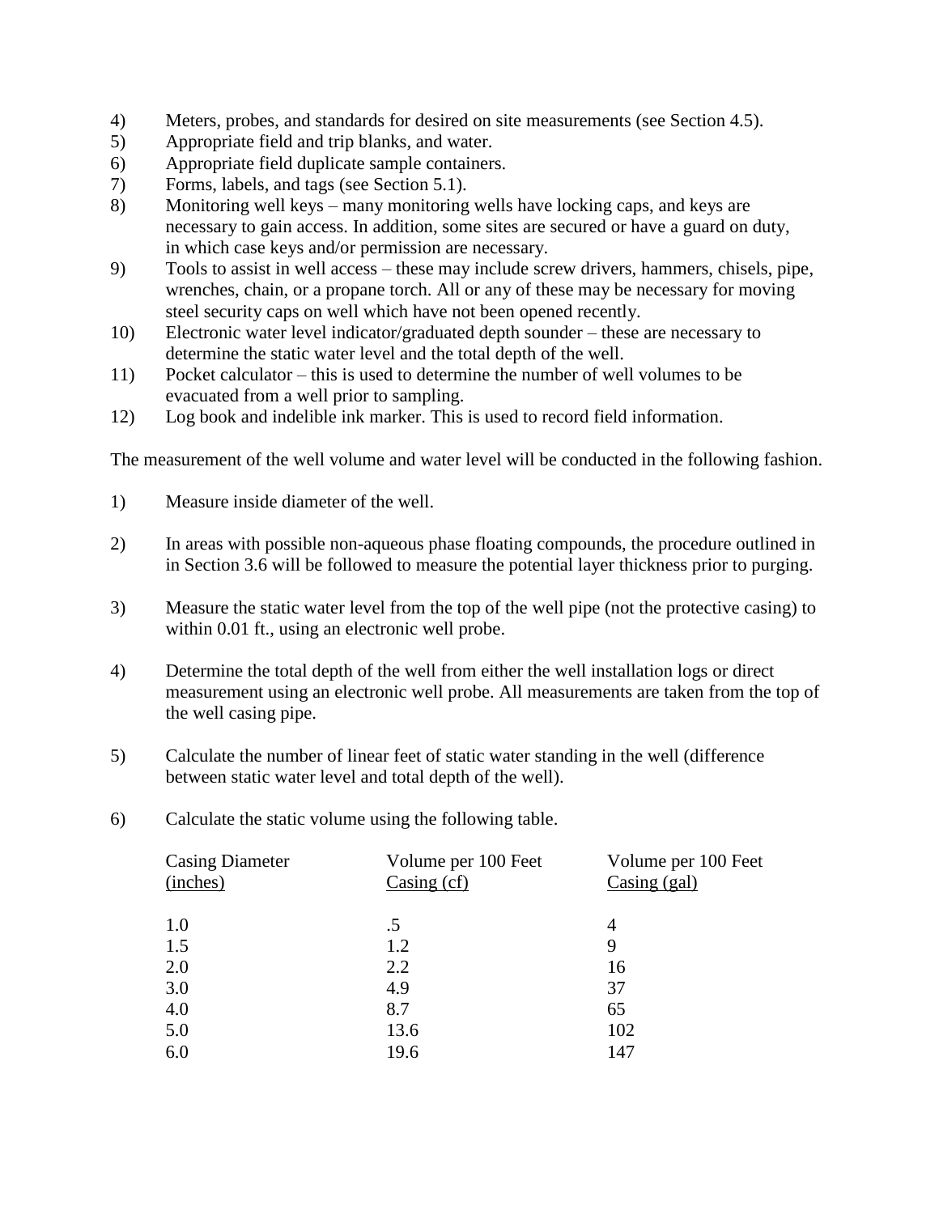4) Meters, probes, and standards for desired on site measurements (see Section 4.5).
5) Appropriate field and trip blanks, and water.
6) Appropriate field duplicate sample containers.
7) Forms, labels, and tags (see Section 5.1).
8) Monitoring well keys – many monitoring wells have locking caps, and keys are necessary to gain access. In addition, some sites are secured or have a guard on duty, in which case keys and/or permission are necessary.
9) Tools to assist in well access – these may include screw drivers, hammers, chisels, pipe, wrenches, chain, or a propane torch. All or any of these may be necessary for moving steel security caps on well which have not been opened recently.
10) Electronic water level indicator/graduated depth sounder – these are necessary to determine the static water level and the total depth of the well.
11) Pocket calculator – this is used to determine the number of well volumes to be evacuated from a well prior to sampling.
12) Log book and indelible ink marker. This is used to record field information.

The measurement of the well volume and water level will be conducted in the following fashion.

1) Measure inside diameter of the well.

2) In areas with possible non-aqueous phase floating compounds, the procedure outlined in in Section 3.6 will be followed to measure the potential layer thickness prior to purging.

3) Measure the static water level from the top of the well pipe (not the protective casing) to within 0.01 ft., using an electronic well probe.

4) Determine the total depth of the well from either the well installation logs or direct measurement using an electronic well probe. All measurements are taken from the top of the well casing pipe.

5) Calculate the number of linear feet of static water standing in the well (difference between static water level and total depth of the well).

6) Calculate the static volume using the following table.

| Casing Diameter (inches) | Volume per 100 Feet Casing (cf) | Volume per 100 Feet Casing (gal) |
|---|---|---|
| 1.0 | .5 | 4 |
| 1.5 | 1.2 | 9 |
| 2.0 | 2.2 | 16 |
| 3.0 | 4.9 | 37 |
| 4.0 | 8.7 | 65 |
| 5.0 | 13.6 | 102 |
| 6.0 | 19.6 | 147 |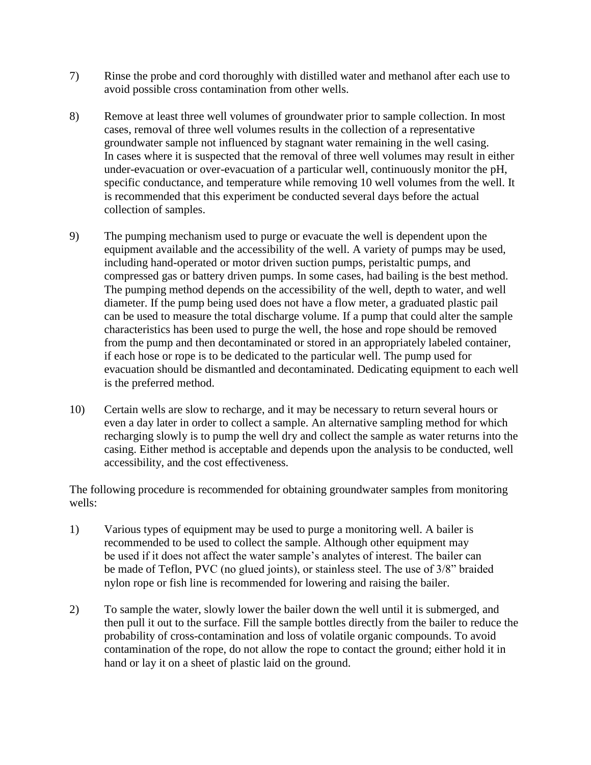7) Rinse the probe and cord thoroughly with distilled water and methanol after each use to avoid possible cross contamination from other wells.

8) Remove at least three well volumes of groundwater prior to sample collection. In most cases, removal of three well volumes results in the collection of a representative groundwater sample not influenced by stagnant water remaining in the well casing. In cases where it is suspected that the removal of three well volumes may result in either under-evacuation or over-evacuation of a particular well, continuously monitor the pH, specific conductance, and temperature while removing 10 well volumes from the well. It is recommended that this experiment be conducted several days before the actual collection of samples.

9) The pumping mechanism used to purge or evacuate the well is dependent upon the equipment available and the accessibility of the well. A variety of pumps may be used, including hand-operated or motor driven suction pumps, peristaltic pumps, and compressed gas or battery driven pumps. In some cases, had bailing is the best method. The pumping method depends on the accessibility of the well, depth to water, and well diameter. If the pump being used does not have a flow meter, a graduated plastic pail can be used to measure the total discharge volume. If a pump that could alter the sample characteristics has been used to purge the well, the hose and rope should be removed from the pump and then decontaminated or stored in an appropriately labeled container, if each hose or rope is to be dedicated to the particular well. The pump used for evacuation should be dismantled and decontaminated. Dedicating equipment to each well is the preferred method.

10) Certain wells are slow to recharge, and it may be necessary to return several hours or even a day later in order to collect a sample. An alternative sampling method for which recharging slowly is to pump the well dry and collect the sample as water returns into the casing. Either method is acceptable and depends upon the analysis to be conducted, well accessibility, and the cost effectiveness.

The following procedure is recommended for obtaining groundwater samples from monitoring wells:

1) Various types of equipment may be used to purge a monitoring well. A bailer is recommended to be used to collect the sample. Although other equipment may be used if it does not affect the water sample's analytes of interest. The bailer can be made of Teflon, PVC (no glued joints), or stainless steel. The use of 3/8" braided nylon rope or fish line is recommended for lowering and raising the bailer.

2) To sample the water, slowly lower the bailer down the well until it is submerged, and then pull it out to the surface. Fill the sample bottles directly from the bailer to reduce the probability of cross-contamination and loss of volatile organic compounds. To avoid contamination of the rope, do not allow the rope to contact the ground; either hold it in hand or lay it on a sheet of plastic laid on the ground.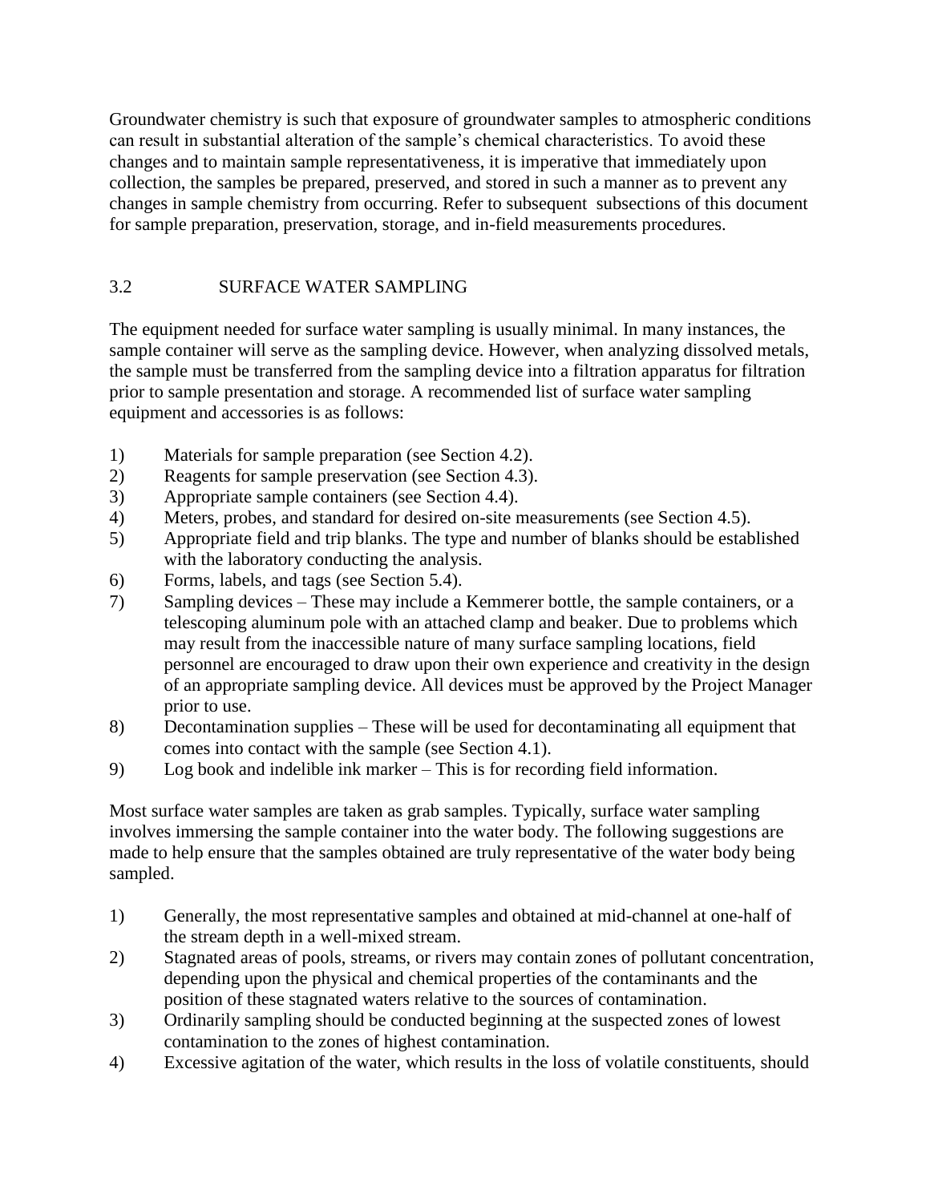Groundwater chemistry is such that exposure of groundwater samples to atmospheric conditions can result in substantial alteration of the sample's chemical characteristics. To avoid these changes and to maintain sample representativeness, it is imperative that immediately upon collection, the samples be prepared, preserved, and stored in such a manner as to prevent any changes in sample chemistry from occurring. Refer to subsequent subsections of this document for sample preparation, preservation, storage, and in-field measurements procedures.

## 3.2 SURFACE WATER SAMPLING

The equipment needed for surface water sampling is usually minimal. In many instances, the sample container will serve as the sampling device. However, when analyzing dissolved metals, the sample must be transferred from the sampling device into a filtration apparatus for filtration prior to sample presentation and storage. A recommended list of surface water sampling equipment and accessories is as follows:

1) Materials for sample preparation (see Section 4.2).
2) Reagents for sample preservation (see Section 4.3).
3) Appropriate sample containers (see Section 4.4).
4) Meters, probes, and standard for desired on-site measurements (see Section 4.5).
5) Appropriate field and trip blanks. The type and number of blanks should be established with the laboratory conducting the analysis.
6) Forms, labels, and tags (see Section 5.4).
7) Sampling devices – These may include a Kemmerer bottle, the sample containers, or a telescoping aluminum pole with an attached clamp and beaker. Due to problems which may result from the inaccessible nature of many surface sampling locations, field personnel are encouraged to draw upon their own experience and creativity in the design of an appropriate sampling device. All devices must be approved by the Project Manager prior to use.
8) Decontamination supplies – These will be used for decontaminating all equipment that comes into contact with the sample (see Section 4.1).
9) Log book and indelible ink marker – This is for recording field information.

Most surface water samples are taken as grab samples. Typically, surface water sampling involves immersing the sample container into the water body. The following suggestions are made to help ensure that the samples obtained are truly representative of the water body being sampled.

1) Generally, the most representative samples and obtained at mid-channel at one-half of the stream depth in a well-mixed stream.
2) Stagnated areas of pools, streams, or rivers may contain zones of pollutant concentration, depending upon the physical and chemical properties of the contaminants and the position of these stagnated waters relative to the sources of contamination.
3) Ordinarily sampling should be conducted beginning at the suspected zones of lowest contamination to the zones of highest contamination.
4) Excessive agitation of the water, which results in the loss of volatile constituents, should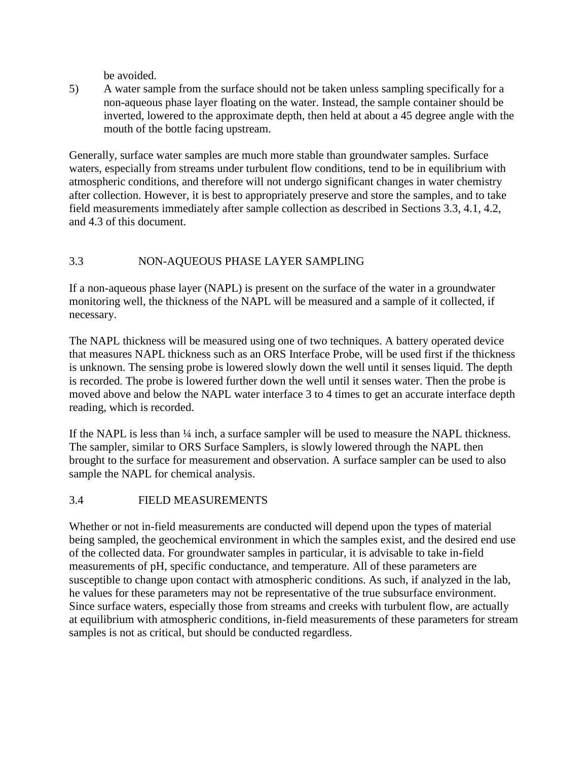be avoided.

5) A water sample from the surface should not be taken unless sampling specifically for a non-aqueous phase layer floating on the water. Instead, the sample container should be inverted, lowered to the approximate depth, then held at about a 45 degree angle with the mouth of the bottle facing upstream.

Generally, surface water samples are much more stable than groundwater samples. Surface waters, especially from streams under turbulent flow conditions, tend to be in equilibrium with atmospheric conditions, and therefore will not undergo significant changes in water chemistry after collection. However, it is best to appropriately preserve and store the samples, and to take field measurements immediately after sample collection as described in Sections 3.3, 4.1, 4.2, and 4.3 of this document.

## 3.3 NON-AQUEOUS PHASE LAYER SAMPLING

If a non-aqueous phase layer (NAPL) is present on the surface of the water in a groundwater monitoring well, the thickness of the NAPL will be measured and a sample of it collected, if necessary.

The NAPL thickness will be measured using one of two techniques. A battery operated device that measures NAPL thickness such as an ORS Interface Probe, will be used first if the thickness is unknown. The sensing probe is lowered slowly down the well until it senses liquid. The depth is recorded. The probe is lowered further down the well until it senses water. Then the probe is moved above and below the NAPL water interface 3 to 4 times to get an accurate interface depth reading, which is recorded.

If the NAPL is less than ¼ inch, a surface sampler will be used to measure the NAPL thickness. The sampler, similar to ORS Surface Samplers, is slowly lowered through the NAPL then brought to the surface for measurement and observation. A surface sampler can be used to also sample the NAPL for chemical analysis.

## 3.4 FIELD MEASUREMENTS

Whether or not in-field measurements are conducted will depend upon the types of material being sampled, the geochemical environment in which the samples exist, and the desired end use of the collected data. For groundwater samples in particular, it is advisable to take in-field measurements of pH, specific conductance, and temperature. All of these parameters are susceptible to change upon contact with atmospheric conditions. As such, if analyzed in the lab, he values for these parameters may not be representative of the true subsurface environment. Since surface waters, especially those from streams and creeks with turbulent flow, are actually at equilibrium with atmospheric conditions, in-field measurements of these parameters for stream samples is not as critical, but should be conducted regardless.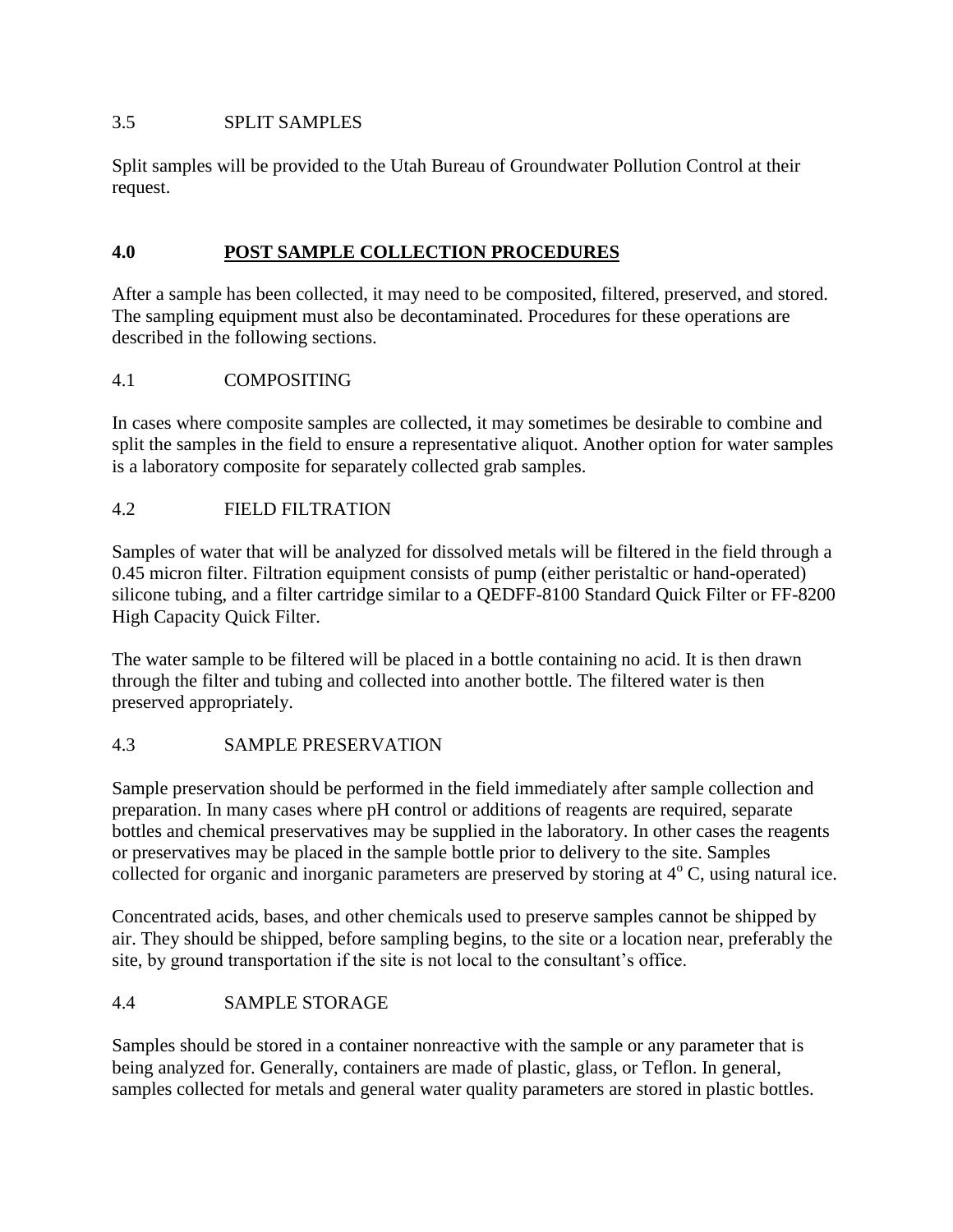### 3.5 SPLIT SAMPLES

Split samples will be provided to the Utah Bureau of Groundwater Pollution Control at their request.

## 4.0 POST SAMPLE COLLECTION PROCEDURES

After a sample has been collected, it may need to be composited, filtered, preserved, and stored. The sampling equipment must also be decontaminated. Procedures for these operations are described in the following sections.

### 4.1 COMPOSITING

In cases where composite samples are collected, it may sometimes be desirable to combine and split the samples in the field to ensure a representative aliquot. Another option for water samples is a laboratory composite for separately collected grab samples.

### 4.2 FIELD FILTRATION

Samples of water that will be analyzed for dissolved metals will be filtered in the field through a 0.45 micron filter. Filtration equipment consists of pump (either peristaltic or hand-operated) silicone tubing, and a filter cartridge similar to a QEDFF-8100 Standard Quick Filter or FF-8200 High Capacity Quick Filter.

The water sample to be filtered will be placed in a bottle containing no acid. It is then drawn through the filter and tubing and collected into another bottle. The filtered water is then preserved appropriately.

### 4.3 SAMPLE PRESERVATION

Sample preservation should be performed in the field immediately after sample collection and preparation. In many cases where pH control or additions of reagents are required, separate bottles and chemical preservatives may be supplied in the laboratory. In other cases the reagents or preservatives may be placed in the sample bottle prior to delivery to the site. Samples collected for organic and inorganic parameters are preserved by storing at $4^{o}$ C, using natural ice.

Concentrated acids, bases, and other chemicals used to preserve samples cannot be shipped by air. They should be shipped, before sampling begins, to the site or a location near, preferably the site, by ground transportation if the site is not local to the consultant's office.

### 4.4 SAMPLE STORAGE

Samples should be stored in a container nonreactive with the sample or any parameter that is being analyzed for. Generally, containers are made of plastic, glass, or Teflon. In general, samples collected for metals and general water quality parameters are stored in plastic bottles.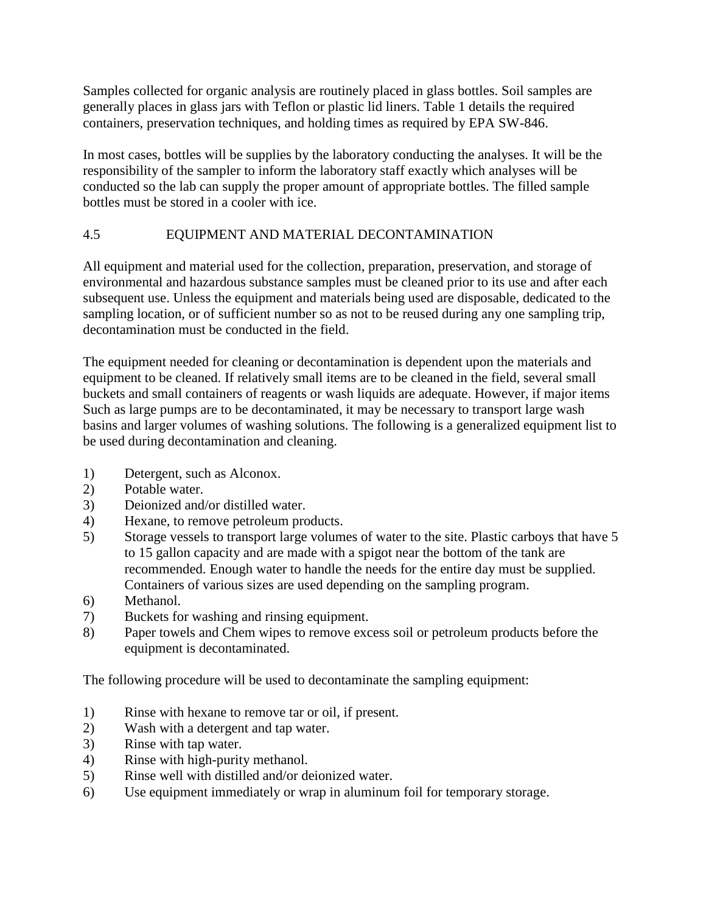Samples collected for organic analysis are routinely placed in glass bottles. Soil samples are generally places in glass jars with Teflon or plastic lid liners. Table 1 details the required containers, preservation techniques, and holding times as required by EPA SW-846.

In most cases, bottles will be supplies by the laboratory conducting the analyses. It will be the responsibility of the sampler to inform the laboratory staff exactly which analyses will be conducted so the lab can supply the proper amount of appropriate bottles. The filled sample bottles must be stored in a cooler with ice.

## 4.5 EQUIPMENT AND MATERIAL DECONTAMINATION

All equipment and material used for the collection, preparation, preservation, and storage of environmental and hazardous substance samples must be cleaned prior to its use and after each subsequent use. Unless the equipment and materials being used are disposable, dedicated to the sampling location, or of sufficient number so as not to be reused during any one sampling trip, decontamination must be conducted in the field.

The equipment needed for cleaning or decontamination is dependent upon the materials and equipment to be cleaned. If relatively small items are to be cleaned in the field, several small buckets and small containers of reagents or wash liquids are adequate. However, if major items Such as large pumps are to be decontaminated, it may be necessary to transport large wash basins and larger volumes of washing solutions. The following is a generalized equipment list to be used during decontamination and cleaning.

1) Detergent, such as Alconox.
2) Potable water.
3) Deionized and/or distilled water.
4) Hexane, to remove petroleum products.
5) Storage vessels to transport large volumes of water to the site. Plastic carboys that have 5 to 15 gallon capacity and are made with a spigot near the bottom of the tank are recommended. Enough water to handle the needs for the entire day must be supplied. Containers of various sizes are used depending on the sampling program.
6) Methanol.
7) Buckets for washing and rinsing equipment.
8) Paper towels and Chem wipes to remove excess soil or petroleum products before the equipment is decontaminated.

The following procedure will be used to decontaminate the sampling equipment:

1) Rinse with hexane to remove tar or oil, if present.
2) Wash with a detergent and tap water.
3) Rinse with tap water.
4) Rinse with high-purity methanol.
5) Rinse well with distilled and/or deionized water.
6) Use equipment immediately or wrap in aluminum foil for temporary storage.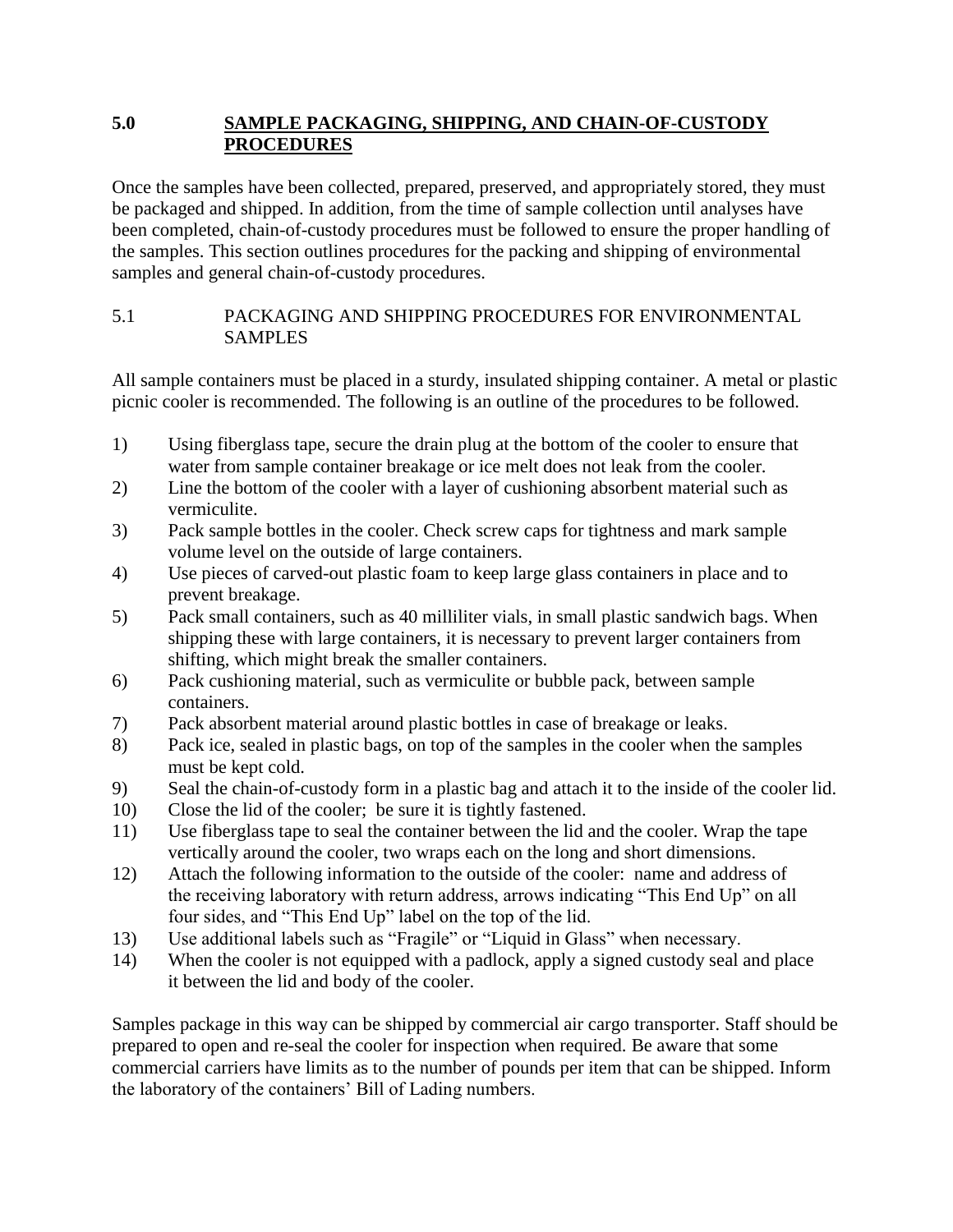## 5.0 SAMPLE PACKAGING, SHIPPING, AND CHAIN-OF-CUSTODY PROCEDURES

Once the samples have been collected, prepared, preserved, and appropriately stored, they must be packaged and shipped. In addition, from the time of sample collection until analyses have been completed, chain-of-custody procedures must be followed to ensure the proper handling of the samples. This section outlines procedures for the packing and shipping of environmental samples and general chain-of-custody procedures.

### 5.1 PACKAGING AND SHIPPING PROCEDURES FOR ENVIRONMENTAL SAMPLES

All sample containers must be placed in a sturdy, insulated shipping container. A metal or plastic picnic cooler is recommended. The following is an outline of the procedures to be followed.

1) Using fiberglass tape, secure the drain plug at the bottom of the cooler to ensure that water from sample container breakage or ice melt does not leak from the cooler.
2) Line the bottom of the cooler with a layer of cushioning absorbent material such as vermiculite.
3) Pack sample bottles in the cooler. Check screw caps for tightness and mark sample volume level on the outside of large containers.
4) Use pieces of carved-out plastic foam to keep large glass containers in place and to prevent breakage.
5) Pack small containers, such as 40 milliliter vials, in small plastic sandwich bags. When shipping these with large containers, it is necessary to prevent larger containers from shifting, which might break the smaller containers.
6) Pack cushioning material, such as vermiculite or bubble pack, between sample containers.
7) Pack absorbent material around plastic bottles in case of breakage or leaks.
8) Pack ice, sealed in plastic bags, on top of the samples in the cooler when the samples must be kept cold.
9) Seal the chain-of-custody form in a plastic bag and attach it to the inside of the cooler lid.
10) Close the lid of the cooler; be sure it is tightly fastened.
11) Use fiberglass tape to seal the container between the lid and the cooler. Wrap the tape vertically around the cooler, two wraps each on the long and short dimensions.
12) Attach the following information to the outside of the cooler: name and address of the receiving laboratory with return address, arrows indicating "This End Up" on all four sides, and "This End Up" label on the top of the lid.
13) Use additional labels such as "Fragile" or "Liquid in Glass" when necessary.
14) When the cooler is not equipped with a padlock, apply a signed custody seal and place it between the lid and body of the cooler.

Samples package in this way can be shipped by commercial air cargo transporter. Staff should be prepared to open and re-seal the cooler for inspection when required. Be aware that some commercial carriers have limits as to the number of pounds per item that can be shipped. Inform the laboratory of the containers' Bill of Lading numbers.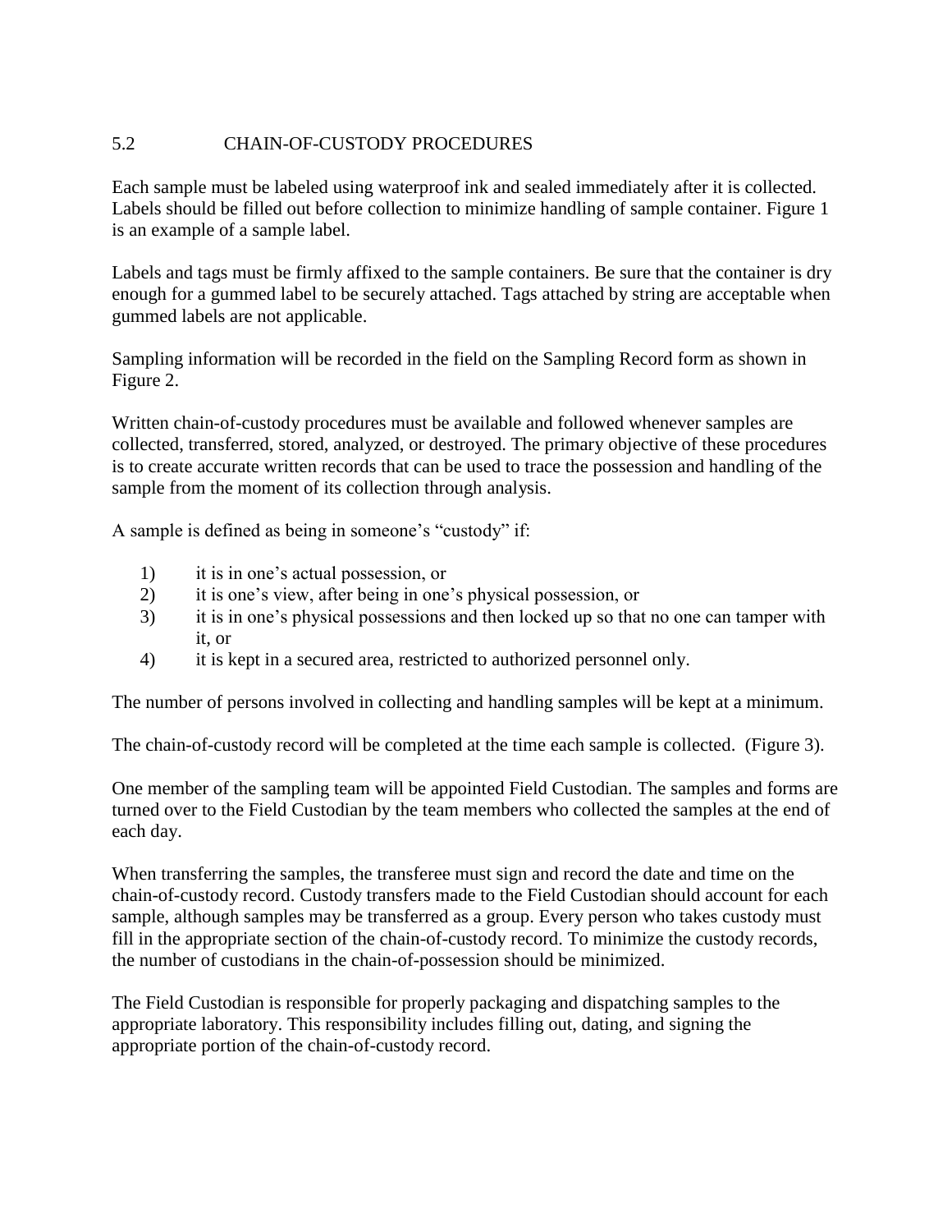## 5.2 CHAIN-OF-CUSTODY PROCEDURES

Each sample must be labeled using waterproof ink and sealed immediately after it is collected. Labels should be filled out before collection to minimize handling of sample container. Figure 1 is an example of a sample label.

Labels and tags must be firmly affixed to the sample containers. Be sure that the container is dry enough for a gummed label to be securely attached. Tags attached by string are acceptable when gummed labels are not applicable.

Sampling information will be recorded in the field on the Sampling Record form as shown in Figure 2.

Written chain-of-custody procedures must be available and followed whenever samples are collected, transferred, stored, analyzed, or destroyed. The primary objective of these procedures is to create accurate written records that can be used to trace the possession and handling of the sample from the moment of its collection through analysis.

A sample is defined as being in someone's "custody" if:

1) it is in one's actual possession, or
2) it is one's view, after being in one's physical possession, or
3) it is in one's physical possessions and then locked up so that no one can tamper with it, or
4) it is kept in a secured area, restricted to authorized personnel only.

The number of persons involved in collecting and handling samples will be kept at a minimum.

The chain-of-custody record will be completed at the time each sample is collected. (Figure 3).

One member of the sampling team will be appointed Field Custodian. The samples and forms are turned over to the Field Custodian by the team members who collected the samples at the end of each day.

When transferring the samples, the transferee must sign and record the date and time on the chain-of-custody record. Custody transfers made to the Field Custodian should account for each sample, although samples may be transferred as a group. Every person who takes custody must fill in the appropriate section of the chain-of-custody record. To minimize the custody records, the number of custodians in the chain-of-possession should be minimized.

The Field Custodian is responsible for properly packaging and dispatching samples to the appropriate laboratory. This responsibility includes filling out, dating, and signing the appropriate portion of the chain-of-custody record.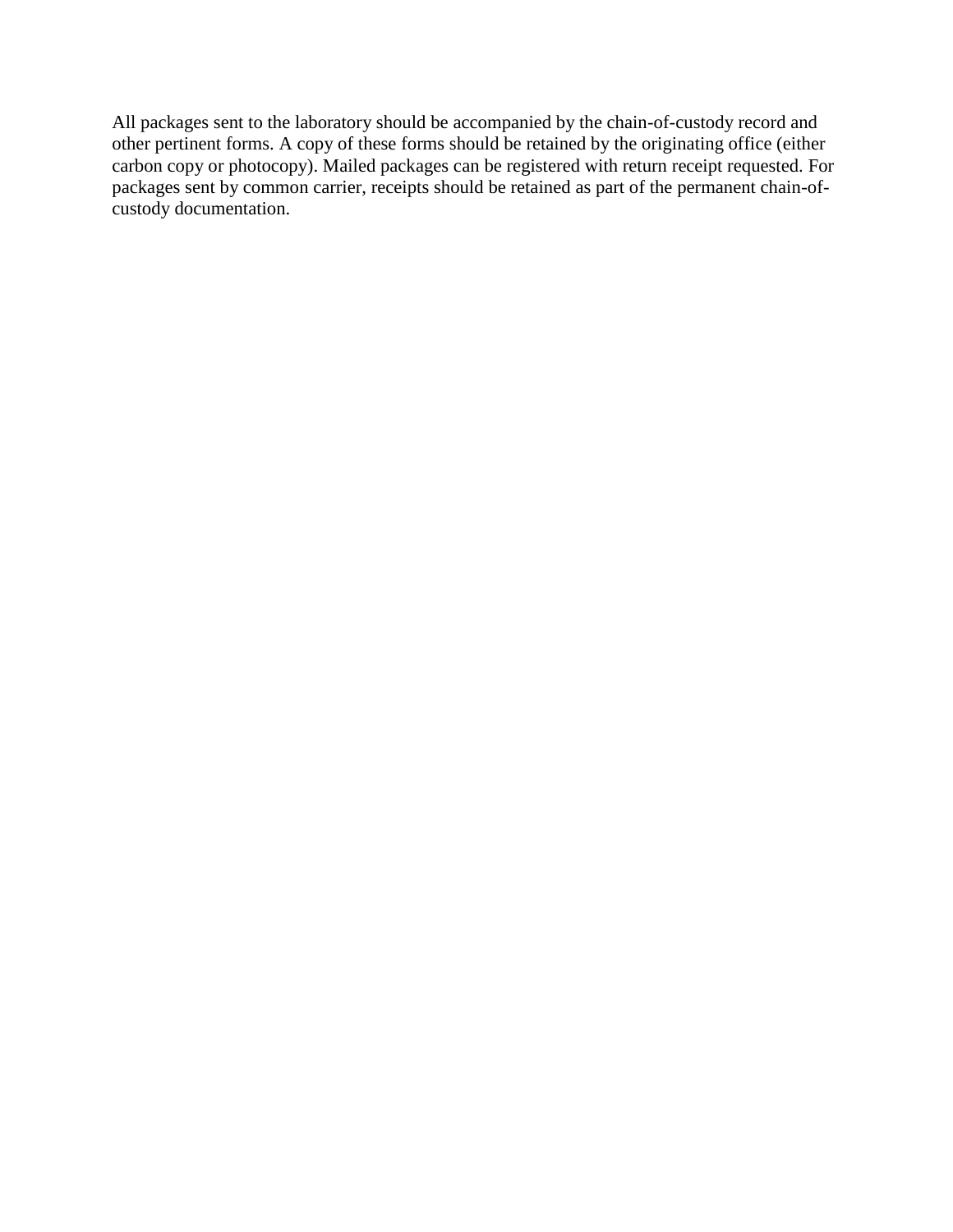All packages sent to the laboratory should be accompanied by the chain-of-custody record and other pertinent forms. A copy of these forms should be retained by the originating office (either carbon copy or photocopy). Mailed packages can be registered with return receipt requested. For packages sent by common carrier, receipts should be retained as part of the permanent chain-of-custody documentation.